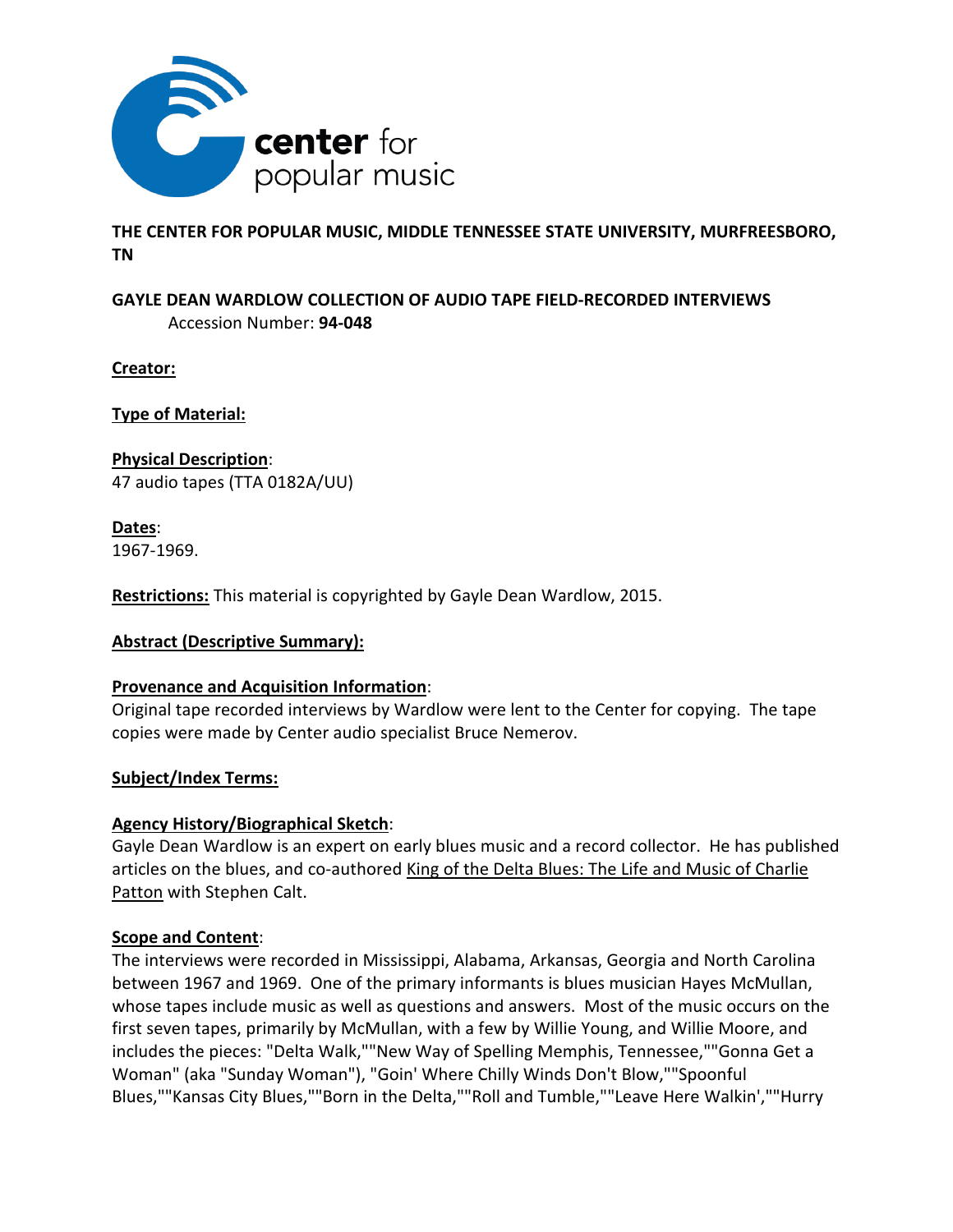**THE CENTER FOR POPULAR MUSIC, MIDDLE TENNESSEE STATE UNIVERSITY, MURFREESBORO, TN**

**GAYLE DEAN WARDLOW COLLECTION OF AUDIO TAPE FIELD-RECORDED INTERVIEWS**
Accession Number: **94-048**

**Creator:**

**Type of Material:**

**Physical Description**:
47 audio tapes (TTA 0182A/UU)

**Dates**:
1967-1969.

**Restrictions:** This material is copyrighted by Gayle Dean Wardlow, 2015.

**Abstract (Descriptive Summary):**

**Provenance and Acquisition Information**:
Original tape recorded interviews by Wardlow were lent to the Center for copying. The tape copies were made by Center audio specialist Bruce Nemerov.

**Subject/Index Terms:**

**Agency History/Biographical Sketch**:
Gayle Dean Wardlow is an expert on early blues music and a record collector. He has published articles on the blues, and co-authored King of the Delta Blues: The Life and Music of Charlie Patton with Stephen Calt.

**Scope and Content**:
The interviews were recorded in Mississippi, Alabama, Arkansas, Georgia and North Carolina between 1967 and 1969. One of the primary informants is blues musician Hayes McMullan, whose tapes include music as well as questions and answers. Most of the music occurs on the first seven tapes, primarily by McMullan, with a few by Willie Young, and Willie Moore, and includes the pieces: "Delta Walk,""New Way of Spelling Memphis, Tennessee,""Gonna Get a Woman" (aka "Sunday Woman"), "Goin' Where Chilly Winds Don't Blow,""Spoonful Blues,""Kansas City Blues,""Born in the Delta,""Roll and Tumble,""Leave Here Walkin',""Hurry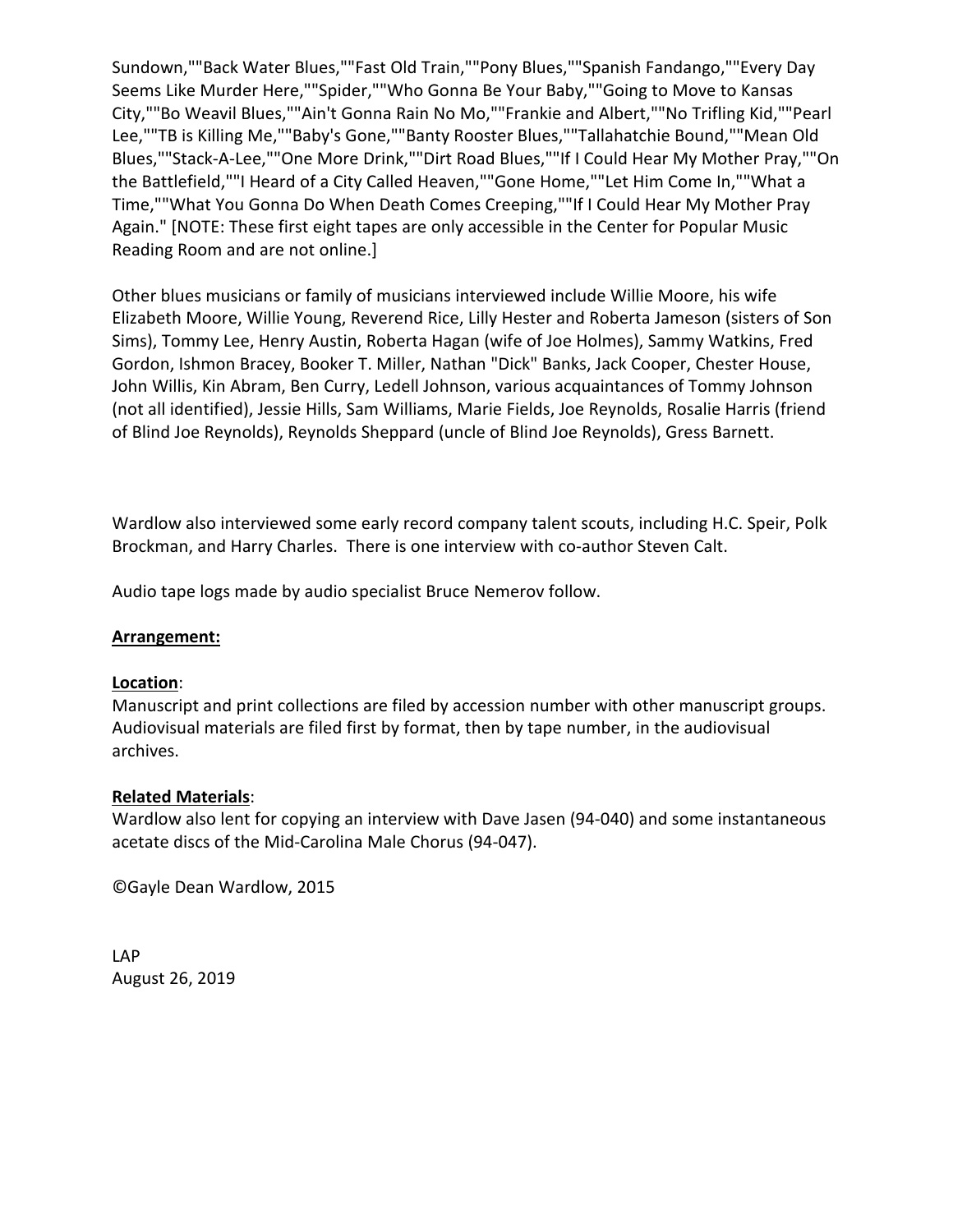Sundown,""Back Water Blues,""Fast Old Train,""Pony Blues,""Spanish Fandango,""Every Day Seems Like Murder Here,""Spider,""Who Gonna Be Your Baby,""Going to Move to Kansas City,""Bo Weavil Blues,""Ain't Gonna Rain No Mo,""Frankie and Albert,""No Trifling Kid,""Pearl Lee,""TB is Killing Me,""Baby's Gone,""Banty Rooster Blues,""Tallahatchie Bound,""Mean Old Blues,""Stack-A-Lee,""One More Drink,""Dirt Road Blues,""If I Could Hear My Mother Pray,""On the Battlefield,""I Heard of a City Called Heaven,""Gone Home,""Let Him Come In,""What a Time,""What You Gonna Do When Death Comes Creeping,""If I Could Hear My Mother Pray Again." [NOTE: These first eight tapes are only accessible in the Center for Popular Music Reading Room and are not online.]

Other blues musicians or family of musicians interviewed include Willie Moore, his wife Elizabeth Moore, Willie Young, Reverend Rice, Lilly Hester and Roberta Jameson (sisters of Son Sims), Tommy Lee, Henry Austin, Roberta Hagan (wife of Joe Holmes), Sammy Watkins, Fred Gordon, Ishmon Bracey, Booker T. Miller, Nathan "Dick" Banks, Jack Cooper, Chester House, John Willis, Kin Abram, Ben Curry, Ledell Johnson, various acquaintances of Tommy Johnson (not all identified), Jessie Hills, Sam Williams, Marie Fields, Joe Reynolds, Rosalie Harris (friend of Blind Joe Reynolds), Reynolds Sheppard (uncle of Blind Joe Reynolds), Gress Barnett.

Wardlow also interviewed some early record company talent scouts, including H.C. Speir, Polk Brockman, and Harry Charles. There is one interview with co-author Steven Calt.

Audio tape logs made by audio specialist Bruce Nemerov follow.

**Arrangement:**

**Location**:
Manuscript and print collections are filed by accession number with other manuscript groups. Audiovisual materials are filed first by format, then by tape number, in the audiovisual archives.

**Related Materials**:
Wardlow also lent for copying an interview with Dave Jasen (94-040) and some instantaneous acetate discs of the Mid-Carolina Male Chorus (94-047).

©Gayle Dean Wardlow, 2015

LAP
August 26, 2019